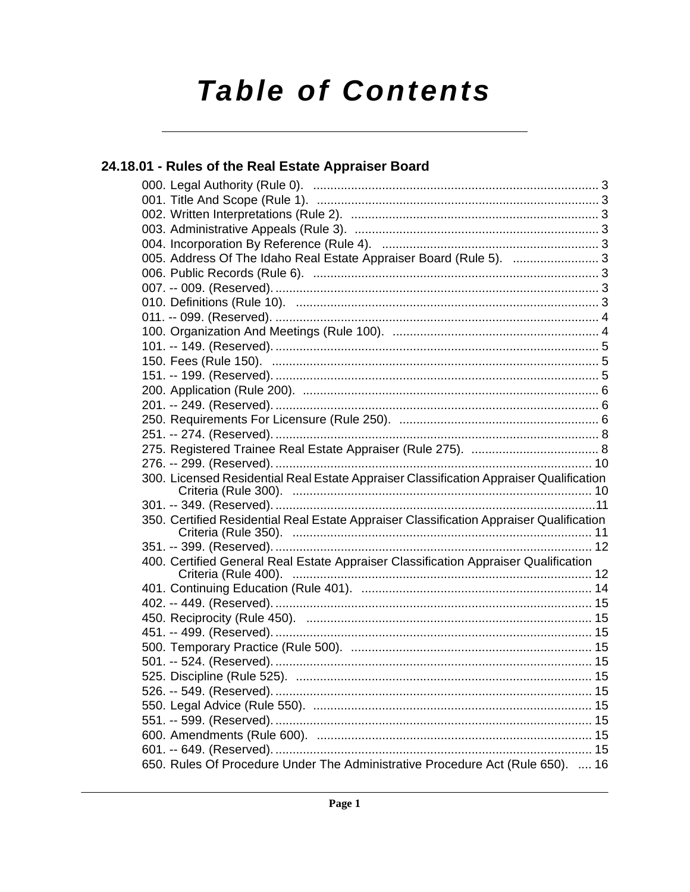# Table of Contents

## 24.18.01 - Rules of the Real Estate Appraiser Board

000. Legal Authority (Rule 0). .... 3
001. Title And Scope (Rule 1). .... 3
002. Written Interpretations (Rule 2). .... 3
003. Administrative Appeals (Rule 3). .... 3
004. Incorporation By Reference (Rule 4). .... 3
005. Address Of The Idaho Real Estate Appraiser Board (Rule 5). .... 3
006. Public Records (Rule 6). .... 3
007. -- 009. (Reserved). .... 3
010. Definitions (Rule 10). .... 3
011. -- 099. (Reserved). .... 4
100. Organization And Meetings (Rule 100). .... 4
101. -- 149. (Reserved). .... 5
150. Fees (Rule 150). .... 5
151. -- 199. (Reserved). .... 5
200. Application (Rule 200). .... 6
201. -- 249. (Reserved). .... 6
250. Requirements For Licensure (Rule 250). .... 6
251. -- 274. (Reserved). .... 8
275. Registered Trainee Real Estate Appraiser (Rule 275). .... 8
276. -- 299. (Reserved). .... 10
300. Licensed Residential Real Estate Appraiser Classification Appraiser Qualification Criteria (Rule 300). .... 10
301. -- 349. (Reserved). .... 11
350. Certified Residential Real Estate Appraiser Classification Appraiser Qualification Criteria (Rule 350). .... 11
351. -- 399. (Reserved). .... 12
400. Certified General Real Estate Appraiser Classification Appraiser Qualification Criteria (Rule 400). .... 12
401. Continuing Education (Rule 401). .... 14
402. -- 449. (Reserved). .... 15
450. Reciprocity (Rule 450). .... 15
451. -- 499. (Reserved). .... 15
500. Temporary Practice (Rule 500). .... 15
501. -- 524. (Reserved). .... 15
525. Discipline (Rule 525). .... 15
526. -- 549. (Reserved). .... 15
550. Legal Advice (Rule 550). .... 15
551. -- 599. (Reserved). .... 15
600. Amendments (Rule 600). .... 15
601. -- 649. (Reserved). .... 15
650. Rules Of Procedure Under The Administrative Procedure Act (Rule 650). .... 16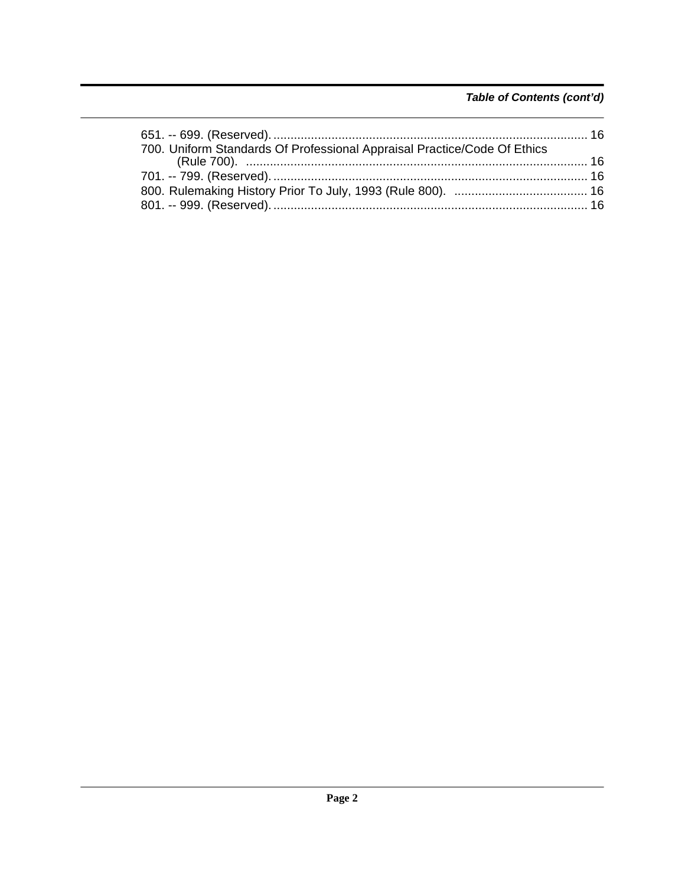*Table of Contents (cont'd)*

651. -- 699. (Reserved). ........................................................................................... 16
700. Uniform Standards Of Professional Appraisal Practice/Code Of Ethics (Rule 700). ................................................................................................... 16
701. -- 799. (Reserved). ........................................................................................... 16
800. Rulemaking History Prior To July, 1993 (Rule 800). ....................................... 16
801. -- 999. (Reserved). ........................................................................................... 16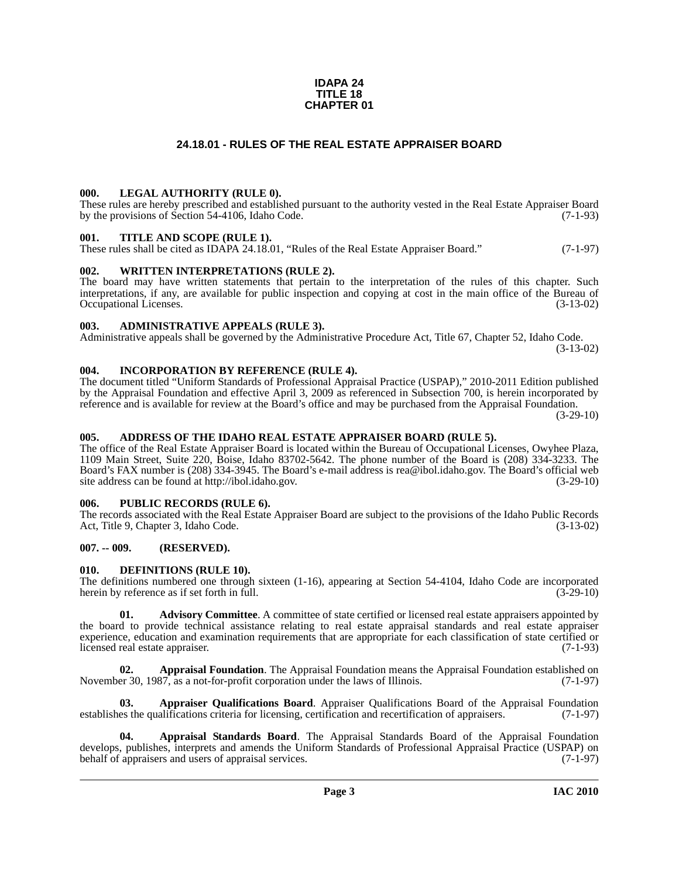**IDAPA 24**
**TITLE 18**
**CHAPTER 01**

# 24.18.01 - RULES OF THE REAL ESTATE APPRAISER BOARD

### 000. LEGAL AUTHORITY (RULE 0).

These rules are hereby prescribed and established pursuant to the authority vested in the Real Estate Appraiser Board by the provisions of Section 54-4106, Idaho Code. (7-1-93)

### 001. TITLE AND SCOPE (RULE 1).

These rules shall be cited as IDAPA 24.18.01, "Rules of the Real Estate Appraiser Board." (7-1-97)

### 002. WRITTEN INTERPRETATIONS (RULE 2).

The board may have written statements that pertain to the interpretation of the rules of this chapter. Such interpretations, if any, are available for public inspection and copying at cost in the main office of the Bureau of Occupational Licenses. (3-13-02)

### 003. ADMINISTRATIVE APPEALS (RULE 3).

Administrative appeals shall be governed by the Administrative Procedure Act, Title 67, Chapter 52, Idaho Code. (3-13-02)

### 004. INCORPORATION BY REFERENCE (RULE 4).

The document titled "Uniform Standards of Professional Appraisal Practice (USPAP)," 2010-2011 Edition published by the Appraisal Foundation and effective April 3, 2009 as referenced in Subsection 700, is herein incorporated by reference and is available for review at the Board's office and may be purchased from the Appraisal Foundation. (3-29-10)

### 005. ADDRESS OF THE IDAHO REAL ESTATE APPRAISER BOARD (RULE 5).

The office of the Real Estate Appraiser Board is located within the Bureau of Occupational Licenses, Owyhee Plaza, 1109 Main Street, Suite 220, Boise, Idaho 83702-5642. The phone number of the Board is (208) 334-3233. The Board's FAX number is (208) 334-3945. The Board's e-mail address is rea@ibol.idaho.gov. The Board's official web site address can be found at http://ibol.idaho.gov. (3-29-10)

### 006. PUBLIC RECORDS (RULE 6).

The records associated with the Real Estate Appraiser Board are subject to the provisions of the Idaho Public Records Act, Title 9, Chapter 3, Idaho Code. (3-13-02)

### 007. -- 009. (RESERVED).

### 010. DEFINITIONS (RULE 10).

The definitions numbered one through sixteen (1-16), appearing at Section 54-4104, Idaho Code are incorporated herein by reference as if set forth in full. (3-29-10)

**01. Advisory Committee**. A committee of state certified or licensed real estate appraisers appointed by the board to provide technical assistance relating to real estate appraisal standards and real estate appraiser experience, education and examination requirements that are appropriate for each classification of state certified or licensed real estate appraiser. (7-1-93)

**02. Appraisal Foundation**. The Appraisal Foundation means the Appraisal Foundation established on November 30, 1987, as a not-for-profit corporation under the laws of Illinois. (7-1-97)

**03. Appraiser Qualifications Board**. Appraiser Qualifications Board of the Appraisal Foundation establishes the qualifications criteria for licensing, certification and recertification of appraisers. (7-1-97)

**04. Appraisal Standards Board**. The Appraisal Standards Board of the Appraisal Foundation develops, publishes, interprets and amends the Uniform Standards of Professional Appraisal Practice (USPAP) on behalf of appraisers and users of appraisal services. (7-1-97)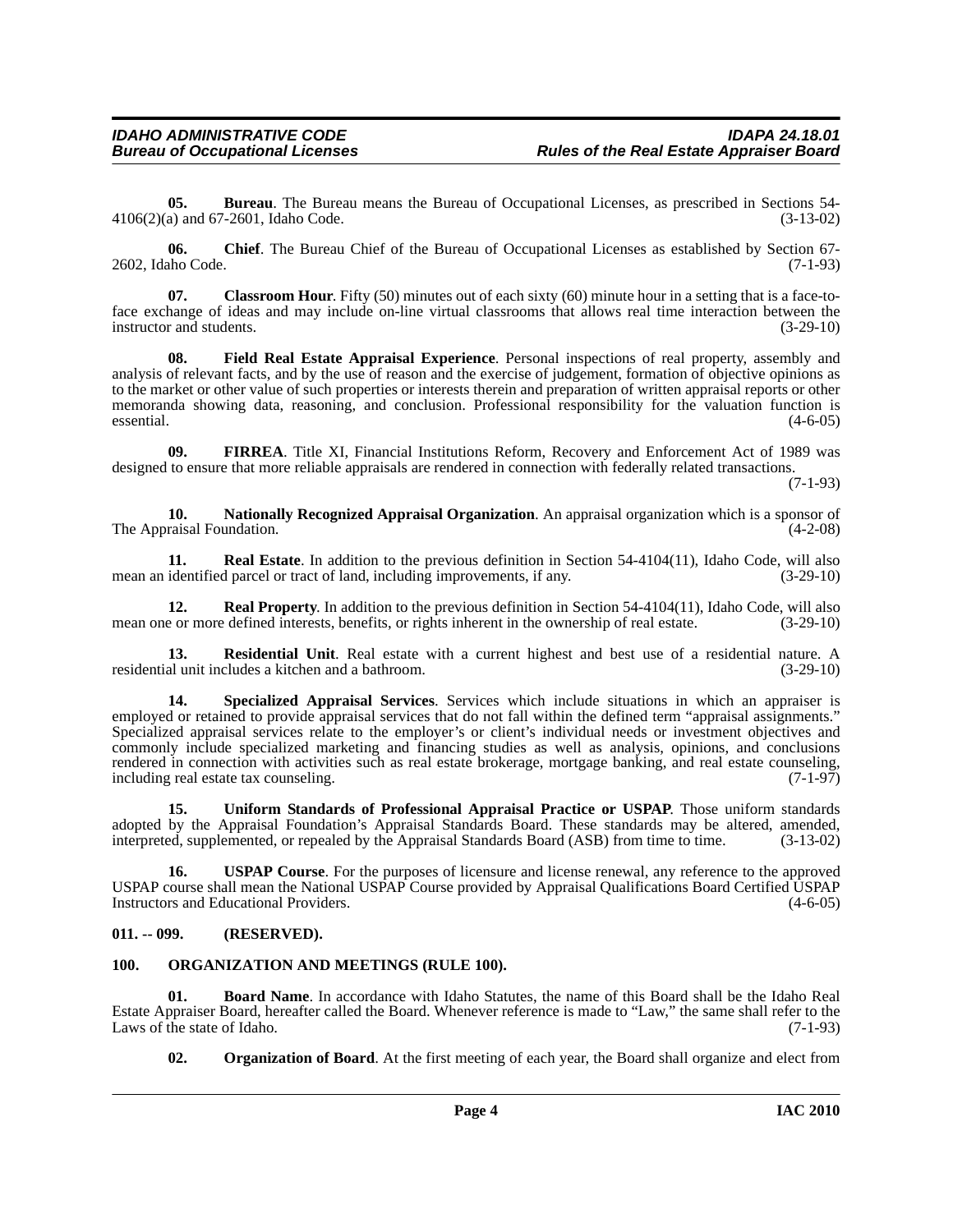**05. Bureau**. The Bureau means the Bureau of Occupational Licenses, as prescribed in Sections 54-4106(2)(a) and 67-2601, Idaho Code. (3-13-02)

**06. Chief**. The Bureau Chief of the Bureau of Occupational Licenses as established by Section 67-2602, Idaho Code. (7-1-93)

**07. Classroom Hour**. Fifty (50) minutes out of each sixty (60) minute hour in a setting that is a face-to-face exchange of ideas and may include on-line virtual classrooms that allows real time interaction between the instructor and students. (3-29-10)

**08. Field Real Estate Appraisal Experience**. Personal inspections of real property, assembly and analysis of relevant facts, and by the use of reason and the exercise of judgement, formation of objective opinions as to the market or other value of such properties or interests therein and preparation of written appraisal reports or other memoranda showing data, reasoning, and conclusion. Professional responsibility for the valuation function is essential. (4-6-05)

**09. FIRREA**. Title XI, Financial Institutions Reform, Recovery and Enforcement Act of 1989 was designed to ensure that more reliable appraisals are rendered in connection with federally related transactions. (7-1-93)

**10. Nationally Recognized Appraisal Organization**. An appraisal organization which is a sponsor of The Appraisal Foundation. (4-2-08)

**11. Real Estate**. In addition to the previous definition in Section 54-4104(11), Idaho Code, will also mean an identified parcel or tract of land, including improvements, if any. (3-29-10)

**12. Real Property**. In addition to the previous definition in Section 54-4104(11), Idaho Code, will also mean one or more defined interests, benefits, or rights inherent in the ownership of real estate. (3-29-10)

**13. Residential Unit**. Real estate with a current highest and best use of a residential nature. A residential unit includes a kitchen and a bathroom. (3-29-10)

**14. Specialized Appraisal Services**. Services which include situations in which an appraiser is employed or retained to provide appraisal services that do not fall within the defined term "appraisal assignments." Specialized appraisal services relate to the employer's or client's individual needs or investment objectives and commonly include specialized marketing and financing studies as well as analysis, opinions, and conclusions rendered in connection with activities such as real estate brokerage, mortgage banking, and real estate counseling, including real estate tax counseling. (7-1-97)

**15. Uniform Standards of Professional Appraisal Practice or USPAP**. Those uniform standards adopted by the Appraisal Foundation's Appraisal Standards Board. These standards may be altered, amended, interpreted, supplemented, or repealed by the Appraisal Standards Board (ASB) from time to time. (3-13-02)

**16. USPAP Course**. For the purposes of licensure and license renewal, any reference to the approved USPAP course shall mean the National USPAP Course provided by Appraisal Qualifications Board Certified USPAP Instructors and Educational Providers. (4-6-05)

## 011. -- 099. (RESERVED).

## 100. ORGANIZATION AND MEETINGS (RULE 100).

**01. Board Name**. In accordance with Idaho Statutes, the name of this Board shall be the Idaho Real Estate Appraiser Board, hereafter called the Board. Whenever reference is made to "Law," the same shall refer to the Laws of the state of Idaho. (7-1-93)

**02. Organization of Board**. At the first meeting of each year, the Board shall organize and elect from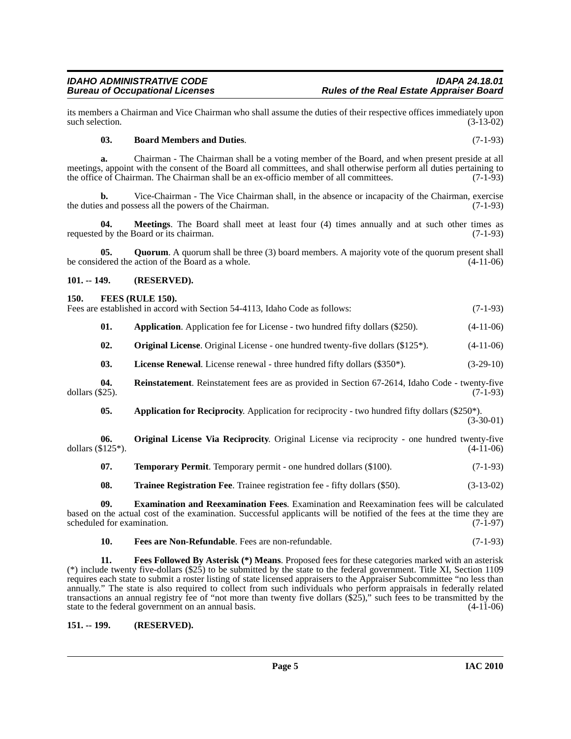its members a Chairman and Vice Chairman who shall assume the duties of their respective offices immediately upon such selection. (3-13-02)

**03. Board Members and Duties**. (7-1-93)

**a.** Chairman - The Chairman shall be a voting member of the Board, and when present preside at all meetings, appoint with the consent of the Board all committees, and shall otherwise perform all duties pertaining to the office of Chairman. The Chairman shall be an ex-officio member of all committees. (7-1-93)

**b.** Vice-Chairman - The Vice Chairman shall, in the absence or incapacity of the Chairman, exercise the duties and possess all the powers of the Chairman. (7-1-93)

**04. Meetings**. The Board shall meet at least four (4) times annually and at such other times as requested by the Board or its chairman. (7-1-93)

**05. Quorum**. A quorum shall be three (3) board members. A majority vote of the quorum present shall be considered the action of the Board as a whole. (4-11-06)

## 101. -- 149. (RESERVED).

## 150. FEES (RULE 150).

Fees are established in accord with Section 54-4113, Idaho Code as follows: (7-1-93)

**01. Application**. Application fee for License - two hundred fifty dollars ($250). (4-11-06)

**02. Original License**. Original License - one hundred twenty-five dollars ($125*). (4-11-06)

**03. License Renewal**. License renewal - three hundred fifty dollars ($350*). (3-29-10)

**04. Reinstatement**. Reinstatement fees are as provided in Section 67-2614, Idaho Code - twenty-five dollars ($25). (7-1-93)

**05. Application for Reciprocity**. Application for reciprocity - two hundred fifty dollars ($250*). (3-30-01)

**06. Original License Via Reciprocity**. Original License via reciprocity - one hundred twenty-five dollars ($125*). (4-11-06)

**07. Temporary Permit**. Temporary permit - one hundred dollars ($100). (7-1-93)

**08. Trainee Registration Fee**. Trainee registration fee - fifty dollars ($50). (3-13-02)

**09. Examination and Reexamination Fees**. Examination and Reexamination fees will be calculated based on the actual cost of the examination. Successful applicants will be notified of the fees at the time they are scheduled for examination. (7-1-97)

**10. Fees are Non-Refundable**. Fees are non-refundable. (7-1-93)

**11. Fees Followed By Asterisk (*) Means**. Proposed fees for these categories marked with an asterisk (*) include twenty five-dollars ($25) to be submitted by the state to the federal government. Title XI, Section 1109 requires each state to submit a roster listing of state licensed appraisers to the Appraiser Subcommittee "no less than annually." The state is also required to collect from such individuals who perform appraisals in federally related transactions an annual registry fee of "not more than twenty five dollars ($25)," such fees to be transmitted by the state to the federal government on an annual basis. (4-11-06)

## 151. -- 199. (RESERVED).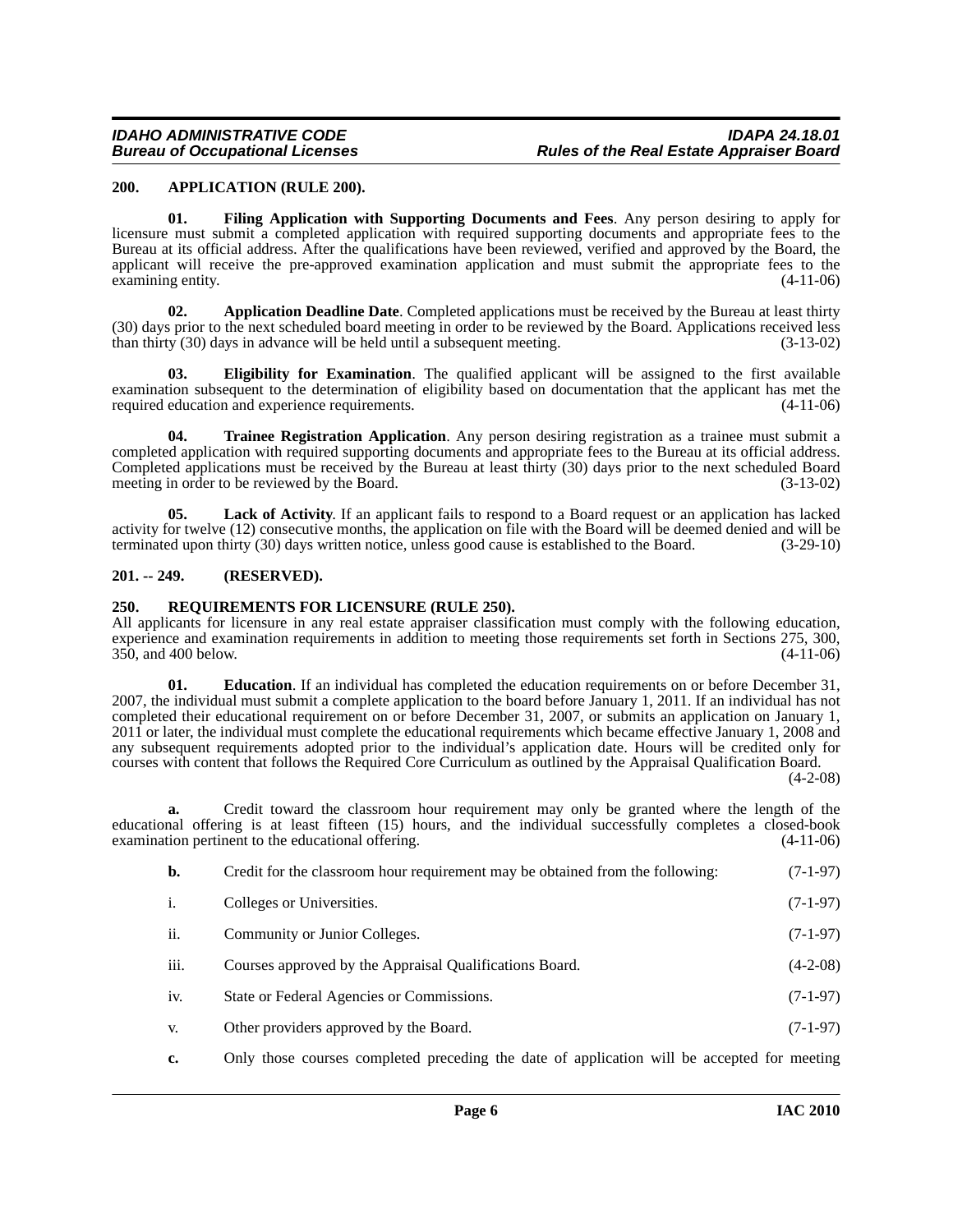### 200. APPLICATION (RULE 200).

**01. Filing Application with Supporting Documents and Fees**. Any person desiring to apply for licensure must submit a completed application with required supporting documents and appropriate fees to the Bureau at its official address. After the qualifications have been reviewed, verified and approved by the Board, the applicant will receive the pre-approved examination application and must submit the appropriate fees to the examining entity. (4-11-06)

**02. Application Deadline Date**. Completed applications must be received by the Bureau at least thirty (30) days prior to the next scheduled board meeting in order to be reviewed by the Board. Applications received less than thirty (30) days in advance will be held until a subsequent meeting. (3-13-02)

**03. Eligibility for Examination**. The qualified applicant will be assigned to the first available examination subsequent to the determination of eligibility based on documentation that the applicant has met the required education and experience requirements. (4-11-06)

**04. Trainee Registration Application**. Any person desiring registration as a trainee must submit a completed application with required supporting documents and appropriate fees to the Bureau at its official address. Completed applications must be received by the Bureau at least thirty (30) days prior to the next scheduled Board meeting in order to be reviewed by the Board. (3-13-02)

**05. Lack of Activity**. If an applicant fails to respond to a Board request or an application has lacked activity for twelve (12) consecutive months, the application on file with the Board will be deemed denied and will be terminated upon thirty (30) days written notice, unless good cause is established to the Board. (3-29-10)

### 201. -- 249. (RESERVED).

### 250. REQUIREMENTS FOR LICENSURE (RULE 250).

All applicants for licensure in any real estate appraiser classification must comply with the following education, experience and examination requirements in addition to meeting those requirements set forth in Sections 275, 300, 350, and 400 below. (4-11-06)

**01. Education**. If an individual has completed the education requirements on or before December 31, 2007, the individual must submit a complete application to the board before January 1, 2011. If an individual has not completed their educational requirement on or before December 31, 2007, or submits an application on January 1, 2011 or later, the individual must complete the educational requirements which became effective January 1, 2008 and any subsequent requirements adopted prior to the individual's application date. Hours will be credited only for courses with content that follows the Required Core Curriculum as outlined by the Appraisal Qualification Board. (4-2-08)

**a.** Credit toward the classroom hour requirement may only be granted where the length of the educational offering is at least fifteen (15) hours, and the individual successfully completes a closed-book examination pertinent to the educational offering. (4-11-06)

**b.** Credit for the classroom hour requirement may be obtained from the following: (7-1-97)

i. Colleges or Universities. (7-1-97)

ii. Community or Junior Colleges. (7-1-97)

iii. Courses approved by the Appraisal Qualifications Board. (4-2-08)

iv. State or Federal Agencies or Commissions. (7-1-97)

v. Other providers approved by the Board. (7-1-97)

**c.** Only those courses completed preceding the date of application will be accepted for meeting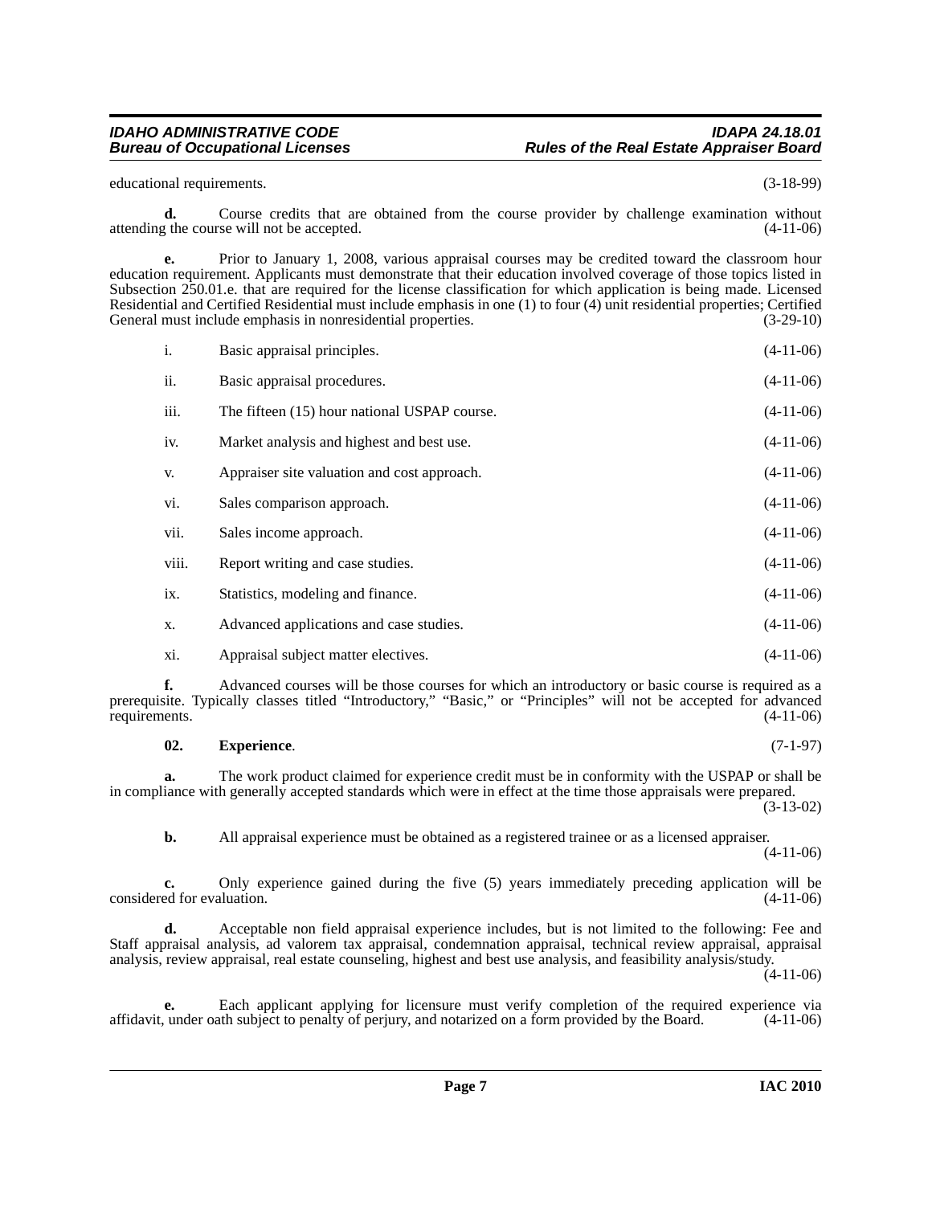educational requirements. (3-18-99)

**d.** Course credits that are obtained from the course provider by challenge examination without attending the course will not be accepted. (4-11-06)

**e.** Prior to January 1, 2008, various appraisal courses may be credited toward the classroom hour education requirement. Applicants must demonstrate that their education involved coverage of those topics listed in Subsection 250.01.e. that are required for the license classification for which application is being made. Licensed Residential and Certified Residential must include emphasis in one (1) to four (4) unit residential properties; Certified General must include emphasis in nonresidential properties. (3-29-10)

i. Basic appraisal principles. (4-11-06)

ii. Basic appraisal procedures. (4-11-06)

iii. The fifteen (15) hour national USPAP course. (4-11-06)

iv. Market analysis and highest and best use. (4-11-06)

v. Appraiser site valuation and cost approach. (4-11-06)

vi. Sales comparison approach. (4-11-06)

vii. Sales income approach. (4-11-06)

viii. Report writing and case studies. (4-11-06)

ix. Statistics, modeling and finance. (4-11-06)

x. Advanced applications and case studies. (4-11-06)

xi. Appraisal subject matter electives. (4-11-06)

**f.** Advanced courses will be those courses for which an introductory or basic course is required as a prerequisite. Typically classes titled "Introductory," "Basic," or "Principles" will not be accepted for advanced requirements. (4-11-06)

**02. Experience**. (7-1-97)

**a.** The work product claimed for experience credit must be in conformity with the USPAP or shall be in compliance with generally accepted standards which were in effect at the time those appraisals were prepared. (3-13-02)

**b.** All appraisal experience must be obtained as a registered trainee or as a licensed appraiser. (4-11-06)

**c.** Only experience gained during the five (5) years immediately preceding application will be considered for evaluation. (4-11-06)

**d.** Acceptable non field appraisal experience includes, but is not limited to the following: Fee and Staff appraisal analysis, ad valorem tax appraisal, condemnation appraisal, technical review appraisal, appraisal analysis, review appraisal, real estate counseling, highest and best use analysis, and feasibility analysis/study. (4-11-06)

**e.** Each applicant applying for licensure must verify completion of the required experience via affidavit, under oath subject to penalty of perjury, and notarized on a form provided by the Board. (4-11-06)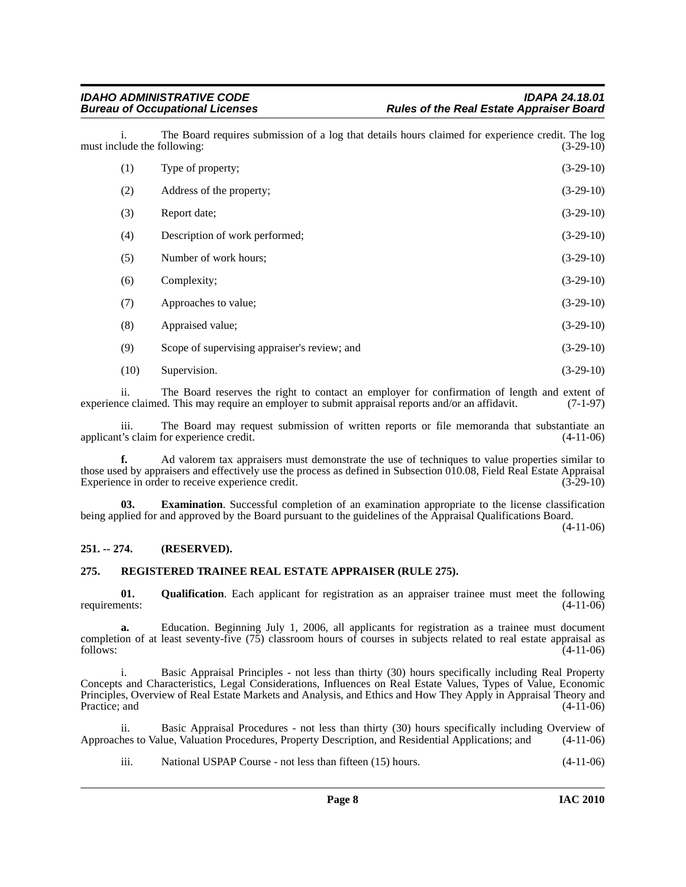i. The Board requires submission of a log that details hours claimed for experience credit. The log must include the following: (3-29-10)

(1) Type of property; (3-29-10)

(2) Address of the property; (3-29-10)

(3) Report date; (3-29-10)

(4) Description of work performed; (3-29-10)

(5) Number of work hours; (3-29-10)

(6) Complexity; (3-29-10)

(7) Approaches to value; (3-29-10)

(8) Appraised value; (3-29-10)

(9) Scope of supervising appraiser's review; and (3-29-10)

(10) Supervision. (3-29-10)

ii. The Board reserves the right to contact an employer for confirmation of length and extent of experience claimed. This may require an employer to submit appraisal reports and/or an affidavit. (7-1-97)

iii. The Board may request submission of written reports or file memoranda that substantiate an applicant's claim for experience credit. (4-11-06)

**f.** Ad valorem tax appraisers must demonstrate the use of techniques to value properties similar to those used by appraisers and effectively use the process as defined in Subsection 010.08, Field Real Estate Appraisal Experience in order to receive experience credit. (3-29-10)

**03. Examination**. Successful completion of an examination appropriate to the license classification being applied for and approved by the Board pursuant to the guidelines of the Appraisal Qualifications Board. (4-11-06)

## 251. -- 274. (RESERVED).

## 275. REGISTERED TRAINEE REAL ESTATE APPRAISER (RULE 275).

**01. Qualification**. Each applicant for registration as an appraiser trainee must meet the following requirements: (4-11-06)

**a.** Education. Beginning July 1, 2006, all applicants for registration as a trainee must document completion of at least seventy-five (75) classroom hours of courses in subjects related to real estate appraisal as follows: (4-11-06)

i. Basic Appraisal Principles - not less than thirty (30) hours specifically including Real Property Concepts and Characteristics, Legal Considerations, Influences on Real Estate Values, Types of Value, Economic Principles, Overview of Real Estate Markets and Analysis, and Ethics and How They Apply in Appraisal Theory and Practice; and (4-11-06)

ii. Basic Appraisal Procedures - not less than thirty (30) hours specifically including Overview of Approaches to Value, Valuation Procedures, Property Description, and Residential Applications; and (4-11-06)

iii. National USPAP Course - not less than fifteen (15) hours. (4-11-06)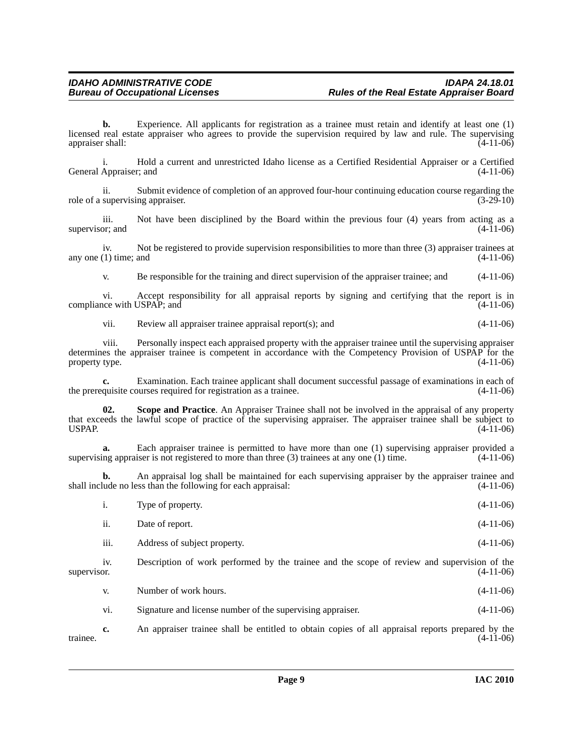**b.** Experience. All applicants for registration as a trainee must retain and identify at least one (1) licensed real estate appraiser who agrees to provide the supervision required by law and rule. The supervising appraiser shall: (4-11-06)

i. Hold a current and unrestricted Idaho license as a Certified Residential Appraiser or a Certified General Appraiser; and (4-11-06)

ii. Submit evidence of completion of an approved four-hour continuing education course regarding the role of a supervising appraiser. (3-29-10)

iii. Not have been disciplined by the Board within the previous four (4) years from acting as a supervisor; and (4-11-06)

iv. Not be registered to provide supervision responsibilities to more than three (3) appraiser trainees at any one (1) time; and (4-11-06)

v. Be responsible for the training and direct supervision of the appraiser trainee; and (4-11-06)

vi. Accept responsibility for all appraisal reports by signing and certifying that the report is in compliance with USPAP; and (4-11-06)

vii. Review all appraiser trainee appraisal report(s); and (4-11-06)

viii. Personally inspect each appraised property with the appraiser trainee until the supervising appraiser determines the appraiser trainee is competent in accordance with the Competency Provision of USPAP for the property type. (4-11-06)

**c.** Examination. Each trainee applicant shall document successful passage of examinations in each of the prerequisite courses required for registration as a trainee. (4-11-06)

**02. Scope and Practice**. An Appraiser Trainee shall not be involved in the appraisal of any property that exceeds the lawful scope of practice of the supervising appraiser. The appraiser trainee shall be subject to USPAP. (4-11-06)

**a.** Each appraiser trainee is permitted to have more than one (1) supervising appraiser provided a supervising appraiser is not registered to more than three (3) trainees at any one (1) time. (4-11-06)

**b.** An appraisal log shall be maintained for each supervising appraiser by the appraiser trainee and shall include no less than the following for each appraisal: (4-11-06)

i. Type of property. (4-11-06)

ii. Date of report. (4-11-06)

iii. Address of subject property. (4-11-06)

iv. Description of work performed by the trainee and the scope of review and supervision of the supervisor. (4-11-06)

v. Number of work hours. (4-11-06)

vi. Signature and license number of the supervising appraiser. (4-11-06)

**c.** An appraiser trainee shall be entitled to obtain copies of all appraisal reports prepared by the trainee. (4-11-06)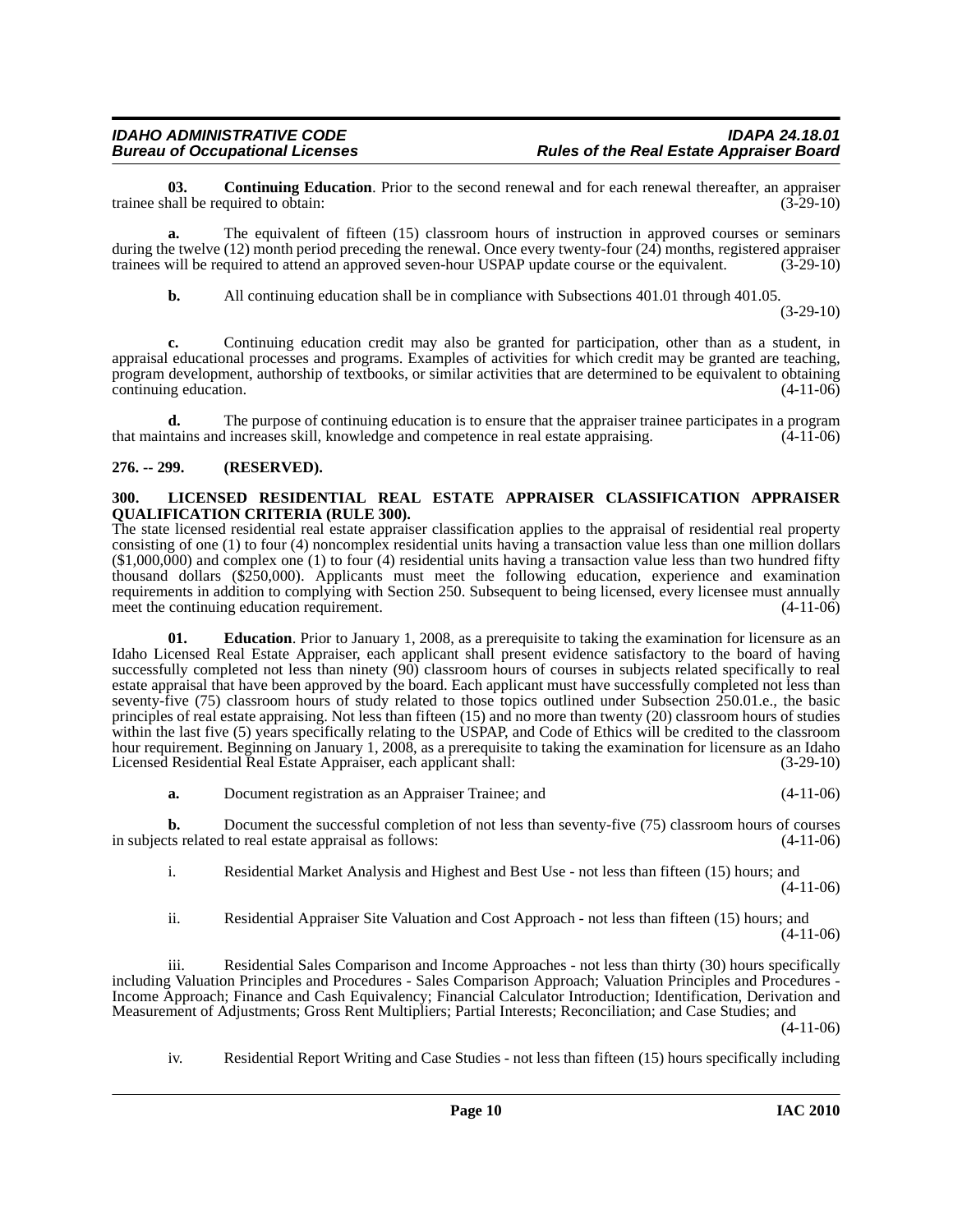**03. Continuing Education**. Prior to the second renewal and for each renewal thereafter, an appraiser trainee shall be required to obtain: (3-29-10)

**a.** The equivalent of fifteen (15) classroom hours of instruction in approved courses or seminars during the twelve (12) month period preceding the renewal. Once every twenty-four (24) months, registered appraiser trainees will be required to attend an approved seven-hour USPAP update course or the equivalent. (3-29-10)

**b.** All continuing education shall be in compliance with Subsections 401.01 through 401.05. (3-29-10)

**c.** Continuing education credit may also be granted for participation, other than as a student, in appraisal educational processes and programs. Examples of activities for which credit may be granted are teaching, program development, authorship of textbooks, or similar activities that are determined to be equivalent to obtaining continuing education. (4-11-06)

**d.** The purpose of continuing education is to ensure that the appraiser trainee participates in a program that maintains and increases skill, knowledge and competence in real estate appraising. (4-11-06)

## 276. -- 299. (RESERVED).

## 300. LICENSED RESIDENTIAL REAL ESTATE APPRAISER CLASSIFICATION APPRAISER QUALIFICATION CRITERIA (RULE 300).

The state licensed residential real estate appraiser classification applies to the appraisal of residential real property consisting of one (1) to four (4) noncomplex residential units having a transaction value less than one million dollars ($1,000,000) and complex one (1) to four (4) residential units having a transaction value less than two hundred fifty thousand dollars ($250,000). Applicants must meet the following education, experience and examination requirements in addition to complying with Section 250. Subsequent to being licensed, every licensee must annually meet the continuing education requirement. (4-11-06)

**01. Education**. Prior to January 1, 2008, as a prerequisite to taking the examination for licensure as an Idaho Licensed Real Estate Appraiser, each applicant shall present evidence satisfactory to the board of having successfully completed not less than ninety (90) classroom hours of courses in subjects related specifically to real estate appraisal that have been approved by the board. Each applicant must have successfully completed not less than seventy-five (75) classroom hours of study related to those topics outlined under Subsection 250.01.e., the basic principles of real estate appraising. Not less than fifteen (15) and no more than twenty (20) classroom hours of studies within the last five (5) years specifically relating to the USPAP, and Code of Ethics will be credited to the classroom hour requirement. Beginning on January 1, 2008, as a prerequisite to taking the examination for licensure as an Idaho Licensed Residential Real Estate Appraiser, each applicant shall: (3-29-10)

**a.** Document registration as an Appraiser Trainee; and (4-11-06)

**b.** Document the successful completion of not less than seventy-five (75) classroom hours of courses in subjects related to real estate appraisal as follows: (4-11-06)

i. Residential Market Analysis and Highest and Best Use - not less than fifteen (15) hours; and (4-11-06)

ii. Residential Appraiser Site Valuation and Cost Approach - not less than fifteen (15) hours; and (4-11-06)

iii. Residential Sales Comparison and Income Approaches - not less than thirty (30) hours specifically including Valuation Principles and Procedures - Sales Comparison Approach; Valuation Principles and Procedures - Income Approach; Finance and Cash Equivalency; Financial Calculator Introduction; Identification, Derivation and Measurement of Adjustments; Gross Rent Multipliers; Partial Interests; Reconciliation; and Case Studies; and (4-11-06)

iv. Residential Report Writing and Case Studies - not less than fifteen (15) hours specifically including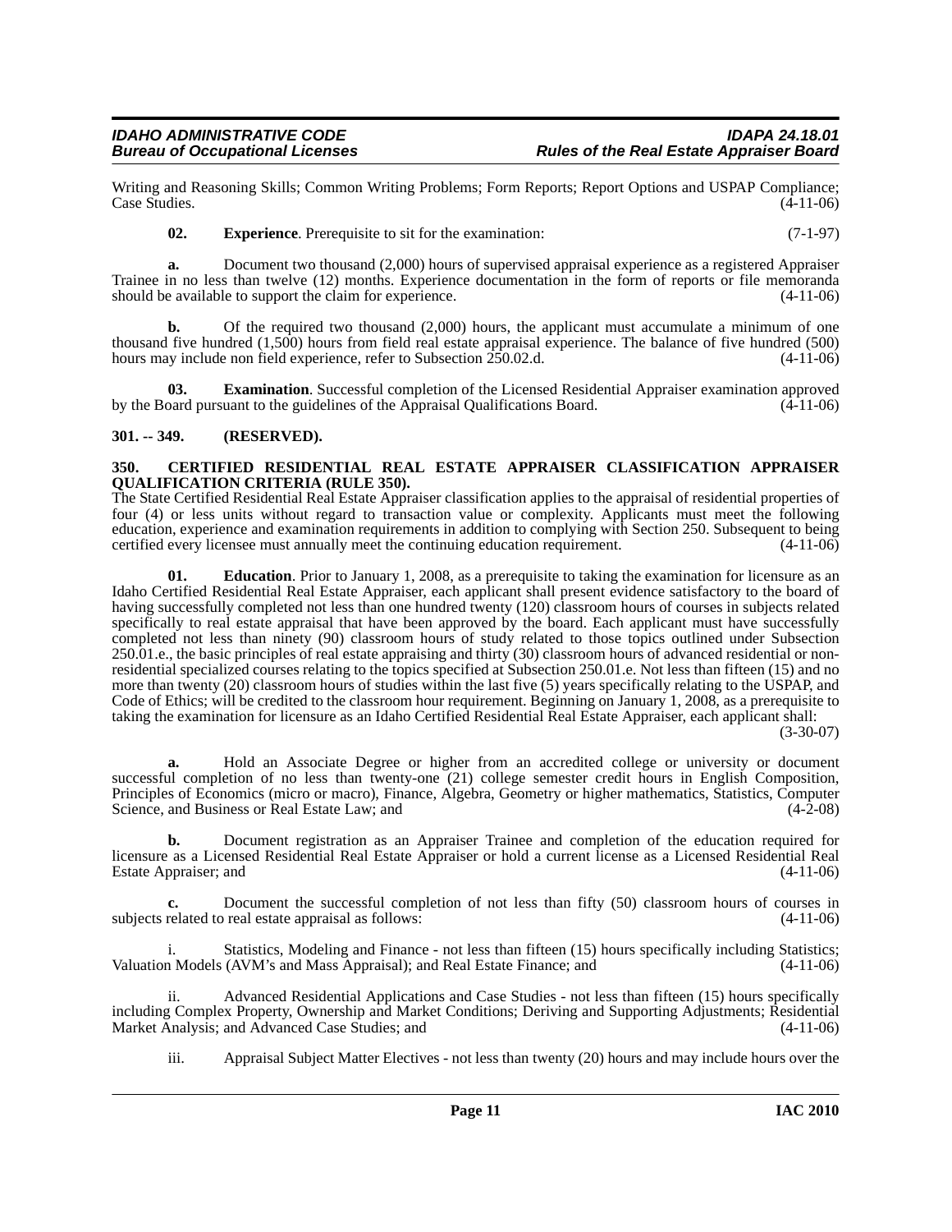Writing and Reasoning Skills; Common Writing Problems; Form Reports; Report Options and USPAP Compliance; Case Studies. (4-11-06)

**02. Experience**. Prerequisite to sit for the examination: (7-1-97)

**a.** Document two thousand (2,000) hours of supervised appraisal experience as a registered Appraiser Trainee in no less than twelve (12) months. Experience documentation in the form of reports or file memoranda should be available to support the claim for experience. (4-11-06)

**b.** Of the required two thousand (2,000) hours, the applicant must accumulate a minimum of one thousand five hundred (1,500) hours from field real estate appraisal experience. The balance of five hundred (500) hours may include non field experience, refer to Subsection 250.02.d. (4-11-06)

**03. Examination**. Successful completion of the Licensed Residential Appraiser examination approved by the Board pursuant to the guidelines of the Appraisal Qualifications Board. (4-11-06)

## 301. -- 349. (RESERVED).

## 350. CERTIFIED RESIDENTIAL REAL ESTATE APPRAISER CLASSIFICATION APPRAISER QUALIFICATION CRITERIA (RULE 350).

The State Certified Residential Real Estate Appraiser classification applies to the appraisal of residential properties of four (4) or less units without regard to transaction value or complexity. Applicants must meet the following education, experience and examination requirements in addition to complying with Section 250. Subsequent to being certified every licensee must annually meet the continuing education requirement. (4-11-06)

**01. Education**. Prior to January 1, 2008, as a prerequisite to taking the examination for licensure as an Idaho Certified Residential Real Estate Appraiser, each applicant shall present evidence satisfactory to the board of having successfully completed not less than one hundred twenty (120) classroom hours of courses in subjects related specifically to real estate appraisal that have been approved by the board. Each applicant must have successfully completed not less than ninety (90) classroom hours of study related to those topics outlined under Subsection 250.01.e., the basic principles of real estate appraising and thirty (30) classroom hours of advanced residential or non-residential specialized courses relating to the topics specified at Subsection 250.01.e. Not less than fifteen (15) and no more than twenty (20) classroom hours of studies within the last five (5) years specifically relating to the USPAP, and Code of Ethics; will be credited to the classroom hour requirement. Beginning on January 1, 2008, as a prerequisite to taking the examination for licensure as an Idaho Certified Residential Real Estate Appraiser, each applicant shall: (3-30-07)

**a.** Hold an Associate Degree or higher from an accredited college or university or document successful completion of no less than twenty-one (21) college semester credit hours in English Composition, Principles of Economics (micro or macro), Finance, Algebra, Geometry or higher mathematics, Statistics, Computer Science, and Business or Real Estate Law; and (4-2-08)

**b.** Document registration as an Appraiser Trainee and completion of the education required for licensure as a Licensed Residential Real Estate Appraiser or hold a current license as a Licensed Residential Real Estate Appraiser; and (4-11-06)

**c.** Document the successful completion of not less than fifty (50) classroom hours of courses in subjects related to real estate appraisal as follows: (4-11-06)

i. Statistics, Modeling and Finance - not less than fifteen (15) hours specifically including Statistics; Valuation Models (AVM's and Mass Appraisal); and Real Estate Finance; and (4-11-06)

ii. Advanced Residential Applications and Case Studies - not less than fifteen (15) hours specifically including Complex Property, Ownership and Market Conditions; Deriving and Supporting Adjustments; Residential Market Analysis; and Advanced Case Studies; and (4-11-06)

iii. Appraisal Subject Matter Electives - not less than twenty (20) hours and may include hours over the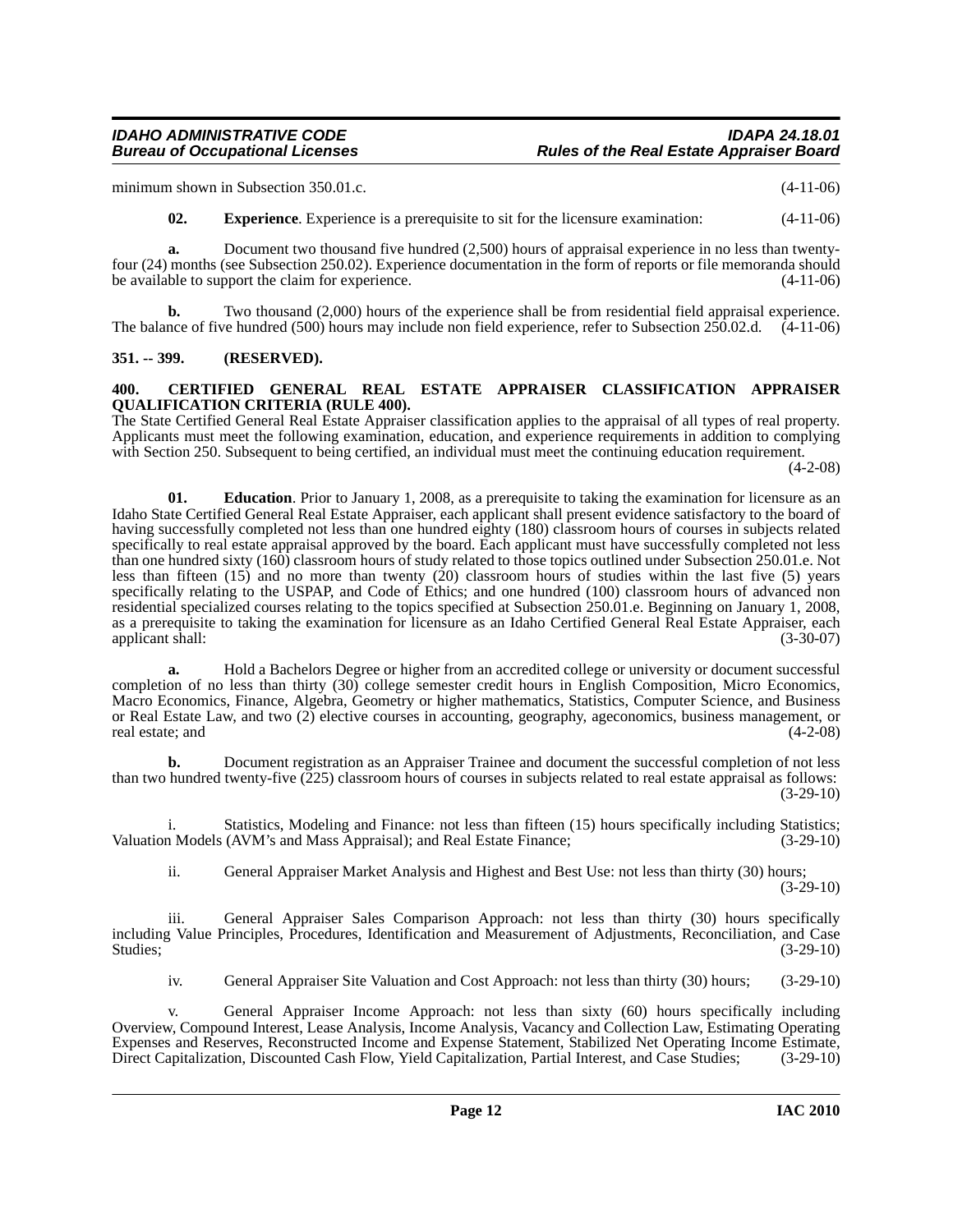minimum shown in Subsection 350.01.c. (4-11-06)

**02. Experience**. Experience is a prerequisite to sit for the licensure examination: (4-11-06)

**a.** Document two thousand five hundred (2,500) hours of appraisal experience in no less than twenty-four (24) months (see Subsection 250.02). Experience documentation in the form of reports or file memoranda should be available to support the claim for experience. (4-11-06)

**b.** Two thousand (2,000) hours of the experience shall be from residential field appraisal experience. The balance of five hundred (500) hours may include non field experience, refer to Subsection 250.02.d. (4-11-06)

## 351. -- 399. (RESERVED).

## 400. CERTIFIED GENERAL REAL ESTATE APPRAISER CLASSIFICATION APPRAISER QUALIFICATION CRITERIA (RULE 400).

The State Certified General Real Estate Appraiser classification applies to the appraisal of all types of real property. Applicants must meet the following examination, education, and experience requirements in addition to complying with Section 250. Subsequent to being certified, an individual must meet the continuing education requirement. (4-2-08)

**01. Education**. Prior to January 1, 2008, as a prerequisite to taking the examination for licensure as an Idaho State Certified General Real Estate Appraiser, each applicant shall present evidence satisfactory to the board of having successfully completed not less than one hundred eighty (180) classroom hours of courses in subjects related specifically to real estate appraisal approved by the board. Each applicant must have successfully completed not less than one hundred sixty (160) classroom hours of study related to those topics outlined under Subsection 250.01.e. Not less than fifteen (15) and no more than twenty (20) classroom hours of studies within the last five (5) years specifically relating to the USPAP, and Code of Ethics; and one hundred (100) classroom hours of advanced non residential specialized courses relating to the topics specified at Subsection 250.01.e. Beginning on January 1, 2008, as a prerequisite to taking the examination for licensure as an Idaho Certified General Real Estate Appraiser, each applicant shall: (3-30-07)

**a.** Hold a Bachelors Degree or higher from an accredited college or university or document successful completion of no less than thirty (30) college semester credit hours in English Composition, Micro Economics, Macro Economics, Finance, Algebra, Geometry or higher mathematics, Statistics, Computer Science, and Business or Real Estate Law, and two (2) elective courses in accounting, geography, ageconomics, business management, or real estate; and (4-2-08)

**b.** Document registration as an Appraiser Trainee and document the successful completion of not less than two hundred twenty-five (225) classroom hours of courses in subjects related to real estate appraisal as follows: (3-29-10)

i. Statistics, Modeling and Finance: not less than fifteen (15) hours specifically including Statistics; Valuation Models (AVM's and Mass Appraisal); and Real Estate Finance; (3-29-10)

ii. General Appraiser Market Analysis and Highest and Best Use: not less than thirty (30) hours; (3-29-10)

iii. General Appraiser Sales Comparison Approach: not less than thirty (30) hours specifically including Value Principles, Procedures, Identification and Measurement of Adjustments, Reconciliation, and Case Studies; (3-29-10)

iv. General Appraiser Site Valuation and Cost Approach: not less than thirty (30) hours; (3-29-10)

v. General Appraiser Income Approach: not less than sixty (60) hours specifically including Overview, Compound Interest, Lease Analysis, Income Analysis, Vacancy and Collection Law, Estimating Operating Expenses and Reserves, Reconstructed Income and Expense Statement, Stabilized Net Operating Income Estimate, Direct Capitalization, Discounted Cash Flow, Yield Capitalization, Partial Interest, and Case Studies; (3-29-10)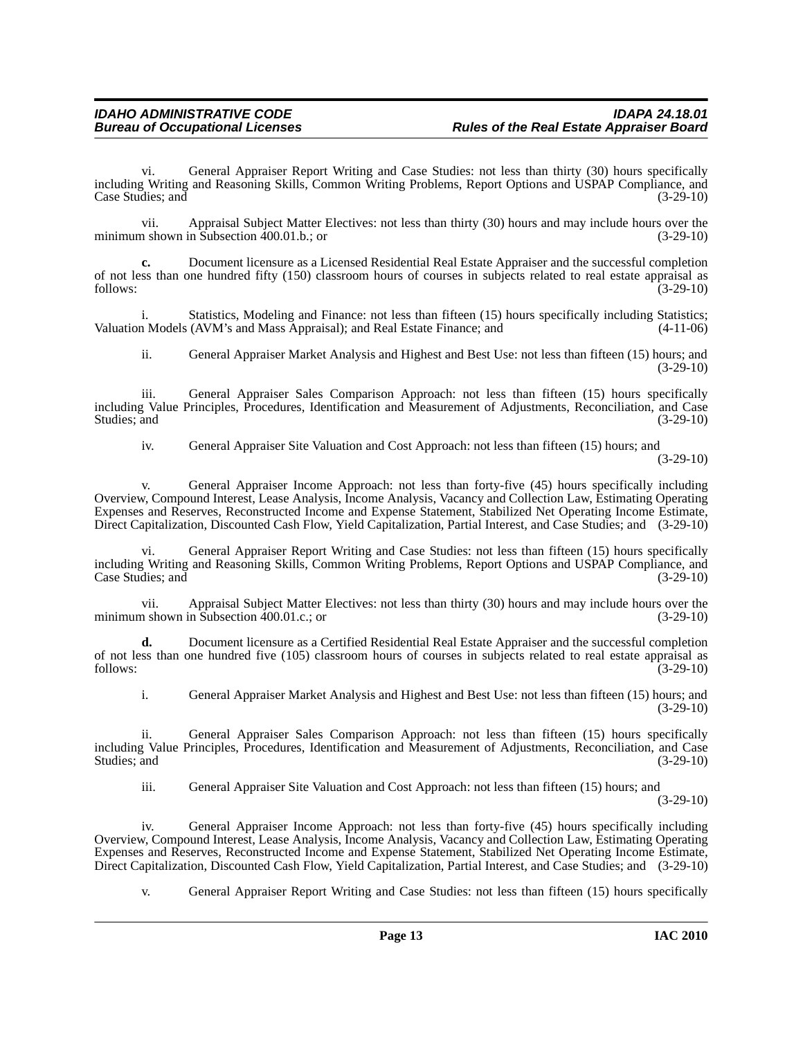vi. General Appraiser Report Writing and Case Studies: not less than thirty (30) hours specifically including Writing and Reasoning Skills, Common Writing Problems, Report Options and USPAP Compliance, and Case Studies; and (3-29-10)

vii. Appraisal Subject Matter Electives: not less than thirty (30) hours and may include hours over the minimum shown in Subsection 400.01.b.; or (3-29-10)

**c.** Document licensure as a Licensed Residential Real Estate Appraiser and the successful completion of not less than one hundred fifty (150) classroom hours of courses in subjects related to real estate appraisal as follows: (3-29-10)

i. Statistics, Modeling and Finance: not less than fifteen (15) hours specifically including Statistics; Valuation Models (AVM's and Mass Appraisal); and Real Estate Finance; and (4-11-06)

ii. General Appraiser Market Analysis and Highest and Best Use: not less than fifteen (15) hours; and (3-29-10)

iii. General Appraiser Sales Comparison Approach: not less than fifteen (15) hours specifically including Value Principles, Procedures, Identification and Measurement of Adjustments, Reconciliation, and Case Studies; and (3-29-10)

iv. General Appraiser Site Valuation and Cost Approach: not less than fifteen (15) hours; and (3-29-10)

v. General Appraiser Income Approach: not less than forty-five (45) hours specifically including Overview, Compound Interest, Lease Analysis, Income Analysis, Vacancy and Collection Law, Estimating Operating Expenses and Reserves, Reconstructed Income and Expense Statement, Stabilized Net Operating Income Estimate, Direct Capitalization, Discounted Cash Flow, Yield Capitalization, Partial Interest, and Case Studies; and (3-29-10)

vi. General Appraiser Report Writing and Case Studies: not less than fifteen (15) hours specifically including Writing and Reasoning Skills, Common Writing Problems, Report Options and USPAP Compliance, and Case Studies; and (3-29-10)

vii. Appraisal Subject Matter Electives: not less than thirty (30) hours and may include hours over the minimum shown in Subsection 400.01.c.; or (3-29-10)

**d.** Document licensure as a Certified Residential Real Estate Appraiser and the successful completion of not less than one hundred five (105) classroom hours of courses in subjects related to real estate appraisal as follows: (3-29-10)

i. General Appraiser Market Analysis and Highest and Best Use: not less than fifteen (15) hours; and (3-29-10)

ii. General Appraiser Sales Comparison Approach: not less than fifteen (15) hours specifically including Value Principles, Procedures, Identification and Measurement of Adjustments, Reconciliation, and Case Studies; and (3-29-10)

iii. General Appraiser Site Valuation and Cost Approach: not less than fifteen (15) hours; and (3-29-10)

iv. General Appraiser Income Approach: not less than forty-five (45) hours specifically including Overview, Compound Interest, Lease Analysis, Income Analysis, Vacancy and Collection Law, Estimating Operating Expenses and Reserves, Reconstructed Income and Expense Statement, Stabilized Net Operating Income Estimate, Direct Capitalization, Discounted Cash Flow, Yield Capitalization, Partial Interest, and Case Studies; and (3-29-10)

v. General Appraiser Report Writing and Case Studies: not less than fifteen (15) hours specifically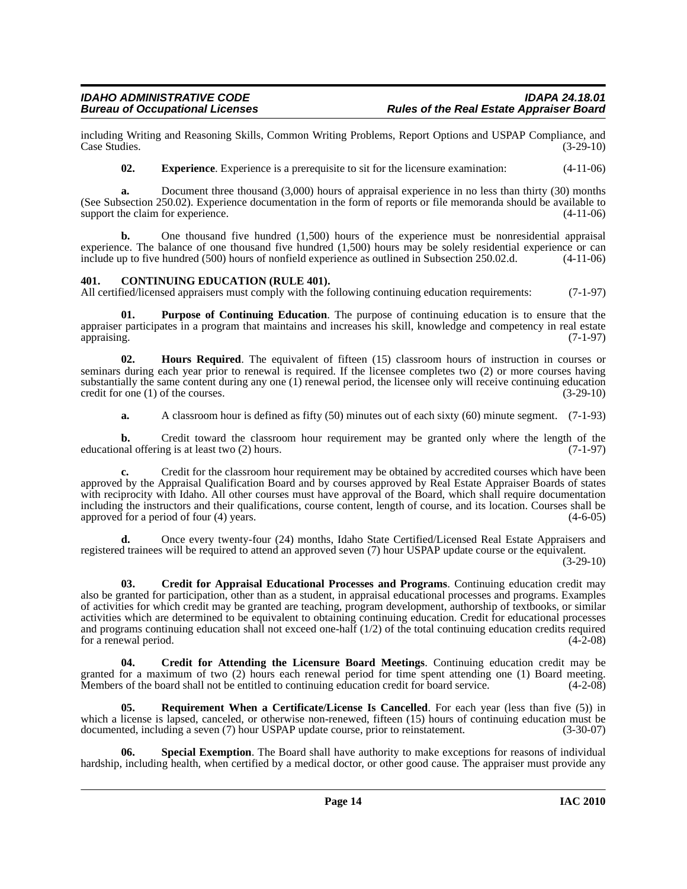including Writing and Reasoning Skills, Common Writing Problems, Report Options and USPAP Compliance, and Case Studies. (3-29-10)

**02. Experience**. Experience is a prerequisite to sit for the licensure examination: (4-11-06)

**a.** Document three thousand (3,000) hours of appraisal experience in no less than thirty (30) months (See Subsection 250.02). Experience documentation in the form of reports or file memoranda should be available to support the claim for experience. (4-11-06)

**b.** One thousand five hundred (1,500) hours of the experience must be nonresidential appraisal experience. The balance of one thousand five hundred (1,500) hours may be solely residential experience or can include up to five hundred (500) hours of nonfield experience as outlined in Subsection 250.02.d. (4-11-06)

**401. CONTINUING EDUCATION (RULE 401).**

All certified/licensed appraisers must comply with the following continuing education requirements: (7-1-97)

**01. Purpose of Continuing Education**. The purpose of continuing education is to ensure that the appraiser participates in a program that maintains and increases his skill, knowledge and competency in real estate appraising. (7-1-97)

**02. Hours Required**. The equivalent of fifteen (15) classroom hours of instruction in courses or seminars during each year prior to renewal is required. If the licensee completes two (2) or more courses having substantially the same content during any one (1) renewal period, the licensee only will receive continuing education credit for one (1) of the courses. (3-29-10)

**a.** A classroom hour is defined as fifty (50) minutes out of each sixty (60) minute segment. (7-1-93)

**b.** Credit toward the classroom hour requirement may be granted only where the length of the educational offering is at least two (2) hours. (7-1-97)

**c.** Credit for the classroom hour requirement may be obtained by accredited courses which have been approved by the Appraisal Qualification Board and by courses approved by Real Estate Appraiser Boards of states with reciprocity with Idaho. All other courses must have approval of the Board, which shall require documentation including the instructors and their qualifications, course content, length of course, and its location. Courses shall be approved for a period of four (4) years. (4-6-05)

**d.** Once every twenty-four (24) months, Idaho State Certified/Licensed Real Estate Appraisers and registered trainees will be required to attend an approved seven (7) hour USPAP update course or the equivalent. (3-29-10)

**03. Credit for Appraisal Educational Processes and Programs**. Continuing education credit may also be granted for participation, other than as a student, in appraisal educational processes and programs. Examples of activities for which credit may be granted are teaching, program development, authorship of textbooks, or similar activities which are determined to be equivalent to obtaining continuing education. Credit for educational processes and programs continuing education shall not exceed one-half (1/2) of the total continuing education credits required for a renewal period. (4-2-08)

**04. Credit for Attending the Licensure Board Meetings**. Continuing education credit may be granted for a maximum of two (2) hours each renewal period for time spent attending one (1) Board meeting. Members of the board shall not be entitled to continuing education credit for board service. (4-2-08)

**05. Requirement When a Certificate/License Is Cancelled**. For each year (less than five (5)) in which a license is lapsed, canceled, or otherwise non-renewed, fifteen (15) hours of continuing education must be documented, including a seven (7) hour USPAP update course, prior to reinstatement. (3-30-07)

**06. Special Exemption**. The Board shall have authority to make exceptions for reasons of individual hardship, including health, when certified by a medical doctor, or other good cause. The appraiser must provide any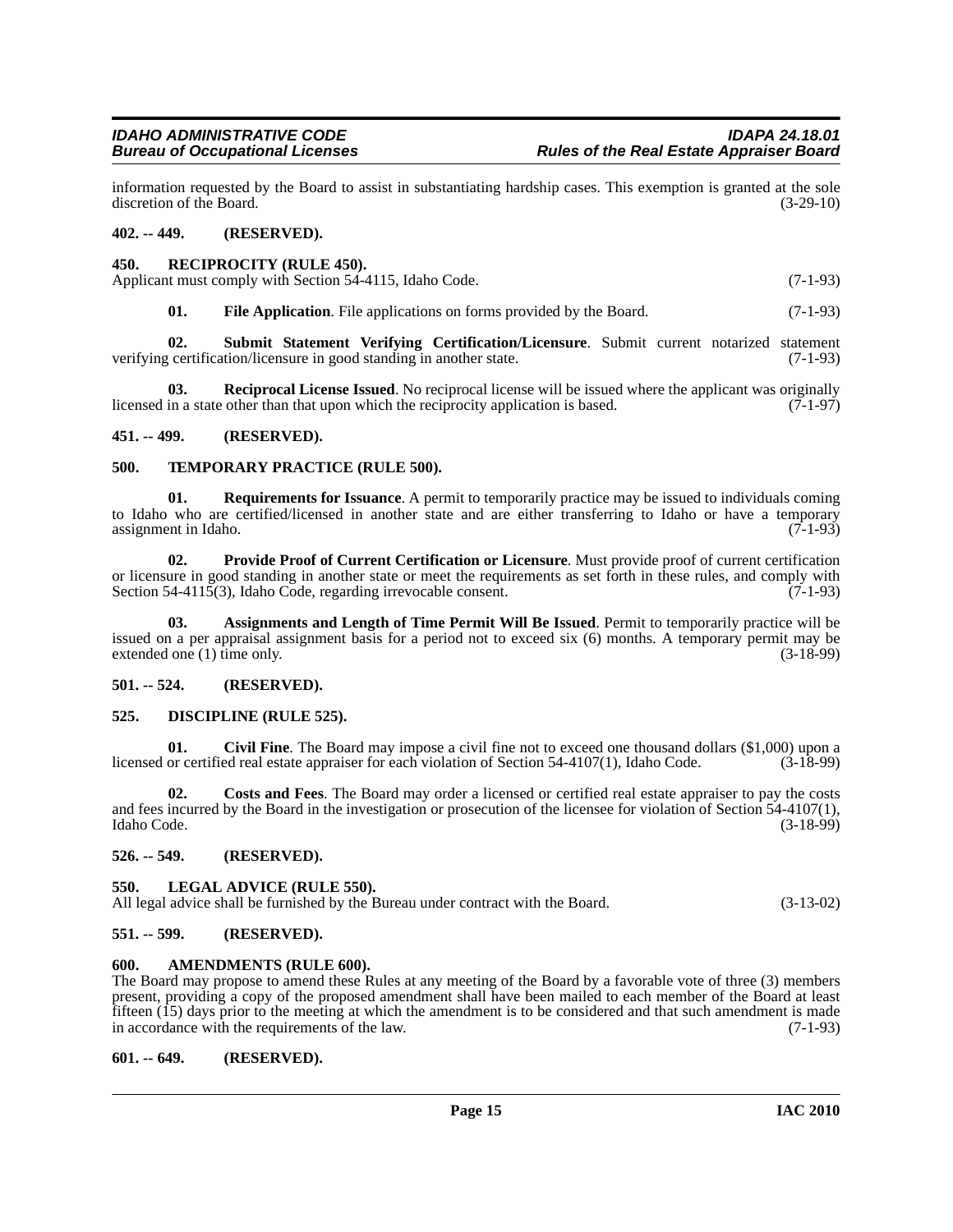information requested by the Board to assist in substantiating hardship cases. This exemption is granted at the sole discretion of the Board. (3-29-10)

**402. -- 449. (RESERVED).**

**450. RECIPROCITY (RULE 450).**

Applicant must comply with Section 54-4115, Idaho Code. (7-1-93)

**01. File Application**. File applications on forms provided by the Board. (7-1-93)

**02. Submit Statement Verifying Certification/Licensure**. Submit current notarized statement verifying certification/licensure in good standing in another state. (7-1-93)

**03. Reciprocal License Issued**. No reciprocal license will be issued where the applicant was originally licensed in a state other than that upon which the reciprocity application is based. (7-1-97)

**451. -- 499. (RESERVED).**

**500. TEMPORARY PRACTICE (RULE 500).**

**01. Requirements for Issuance**. A permit to temporarily practice may be issued to individuals coming to Idaho who are certified/licensed in another state and are either transferring to Idaho or have a temporary assignment in Idaho. (7-1-93)

**02. Provide Proof of Current Certification or Licensure**. Must provide proof of current certification or licensure in good standing in another state or meet the requirements as set forth in these rules, and comply with Section 54-4115(3), Idaho Code, regarding irrevocable consent. (7-1-93)

**03. Assignments and Length of Time Permit Will Be Issued**. Permit to temporarily practice will be issued on a per appraisal assignment basis for a period not to exceed six (6) months. A temporary permit may be extended one (1) time only. (3-18-99)

**501. -- 524. (RESERVED).**

**525. DISCIPLINE (RULE 525).**

**01. Civil Fine**. The Board may impose a civil fine not to exceed one thousand dollars ($1,000) upon a licensed or certified real estate appraiser for each violation of Section 54-4107(1), Idaho Code. (3-18-99)

**02. Costs and Fees**. The Board may order a licensed or certified real estate appraiser to pay the costs and fees incurred by the Board in the investigation or prosecution of the licensee for violation of Section 54-4107(1), Idaho Code. (3-18-99)

**526. -- 549. (RESERVED).**

**550. LEGAL ADVICE (RULE 550).**

All legal advice shall be furnished by the Bureau under contract with the Board. (3-13-02)

**551. -- 599. (RESERVED).**

**600. AMENDMENTS (RULE 600).**

The Board may propose to amend these Rules at any meeting of the Board by a favorable vote of three (3) members present, providing a copy of the proposed amendment shall have been mailed to each member of the Board at least fifteen (15) days prior to the meeting at which the amendment is to be considered and that such amendment is made in accordance with the requirements of the law. (7-1-93)

**601. -- 649. (RESERVED).**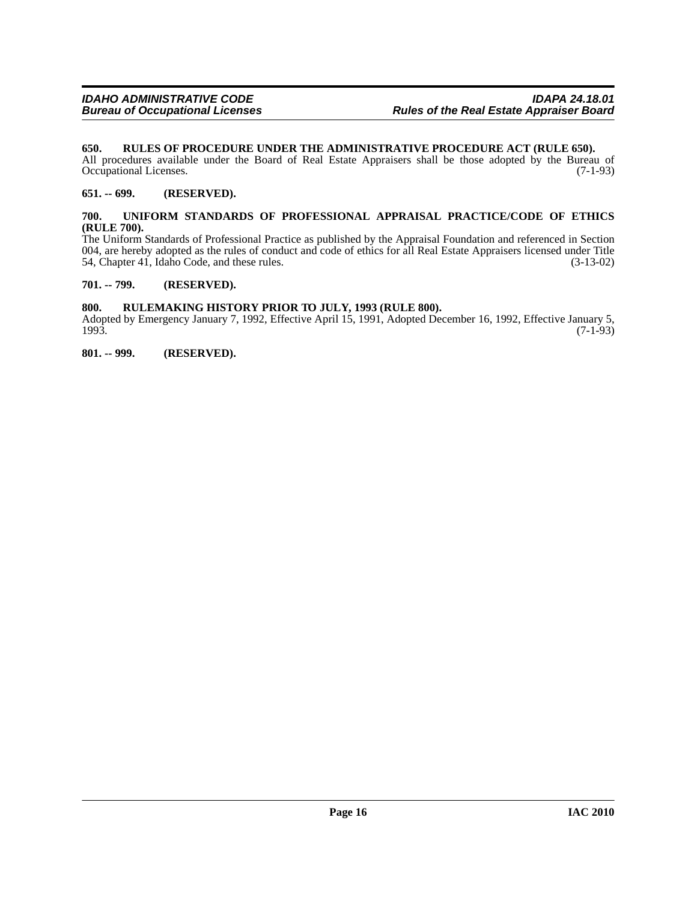**650. RULES OF PROCEDURE UNDER THE ADMINISTRATIVE PROCEDURE ACT (RULE 650).**

All procedures available under the Board of Real Estate Appraisers shall be those adopted by the Bureau of Occupational Licenses. (7-1-93)

**651. -- 699. (RESERVED).**

**700. UNIFORM STANDARDS OF PROFESSIONAL APPRAISAL PRACTICE/CODE OF ETHICS (RULE 700).**

The Uniform Standards of Professional Practice as published by the Appraisal Foundation and referenced in Section 004, are hereby adopted as the rules of conduct and code of ethics for all Real Estate Appraisers licensed under Title 54, Chapter 41, Idaho Code, and these rules. (3-13-02)

**701. -- 799. (RESERVED).**

**800. RULEMAKING HISTORY PRIOR TO JULY, 1993 (RULE 800).**

Adopted by Emergency January 7, 1992, Effective April 15, 1991, Adopted December 16, 1992, Effective January 5, 1993. (7-1-93)

**801. -- 999. (RESERVED).**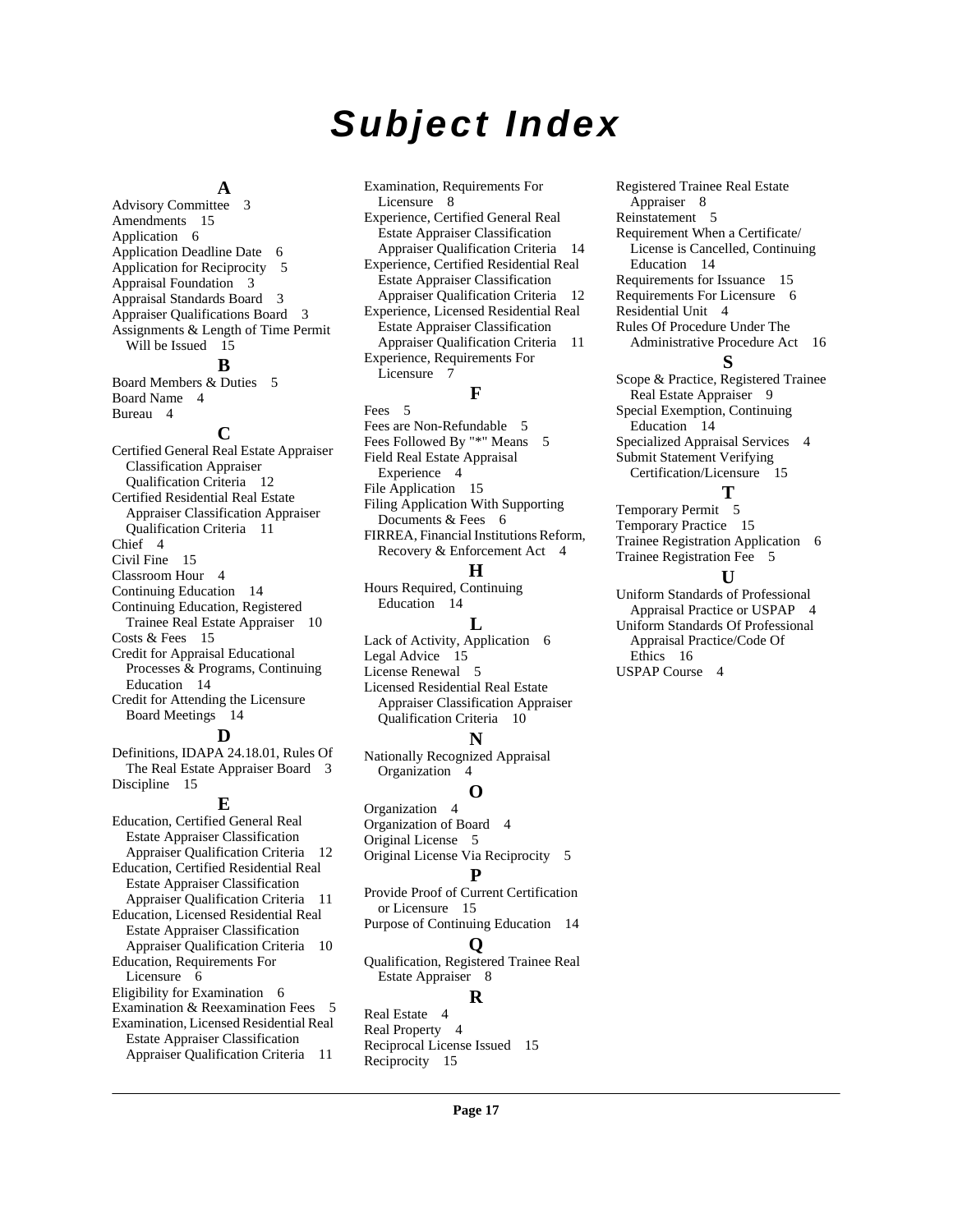# Subject Index

## A

Advisory Committee 3
Amendments 15
Application 6
Application Deadline Date 6
Application for Reciprocity 5
Appraisal Foundation 3
Appraisal Standards Board 3
Appraiser Qualifications Board 3
Assignments & Length of Time Permit Will be Issued 15

## B

Board Members & Duties 5
Board Name 4
Bureau 4

## C

Certified General Real Estate Appraiser Classification Appraiser Qualification Criteria 12
Certified Residential Real Estate Appraiser Classification Appraiser Qualification Criteria 11
Chief 4
Civil Fine 15
Classroom Hour 4
Continuing Education 14
Continuing Education, Registered Trainee Real Estate Appraiser 10
Costs & Fees 15
Credit for Appraisal Educational Processes & Programs, Continuing Education 14
Credit for Attending the Licensure Board Meetings 14

## D

Definitions, IDAPA 24.18.01, Rules Of The Real Estate Appraiser Board 3
Discipline 15

## E

Education, Certified General Real Estate Appraiser Classification Appraiser Qualification Criteria 12
Education, Certified Residential Real Estate Appraiser Classification Appraiser Qualification Criteria 11
Education, Licensed Residential Real Estate Appraiser Classification Appraiser Qualification Criteria 10
Education, Requirements For Licensure 6
Eligibility for Examination 6
Examination & Reexamination Fees 5
Examination, Licensed Residential Real Estate Appraiser Classification Appraiser Qualification Criteria 11
Examination, Requirements For Licensure 8
Experience, Certified General Real Estate Appraiser Classification Appraiser Qualification Criteria 14
Experience, Certified Residential Real Estate Appraiser Classification Appraiser Qualification Criteria 12
Experience, Licensed Residential Real Estate Appraiser Classification Appraiser Qualification Criteria 11
Experience, Requirements For Licensure 7

## F

Fees 5
Fees are Non-Refundable 5
Fees Followed By "*" Means 5
Field Real Estate Appraisal Experience 4
File Application 15
Filing Application With Supporting Documents & Fees 6
FIRREA, Financial Institutions Reform, Recovery & Enforcement Act 4

## H

Hours Required, Continuing Education 14

## L

Lack of Activity, Application 6
Legal Advice 15
License Renewal 5
Licensed Residential Real Estate Appraiser Classification Appraiser Qualification Criteria 10

## N

Nationally Recognized Appraisal Organization 4

## O

Organization 4
Organization of Board 4
Original License 5
Original License Via Reciprocity 5

## P

Provide Proof of Current Certification or Licensure 15
Purpose of Continuing Education 14

## Q

Qualification, Registered Trainee Real Estate Appraiser 8

## R

Real Estate 4
Real Property 4
Reciprocal License Issued 15
Reciprocity 15
Registered Trainee Real Estate Appraiser 8
Reinstatement 5
Requirement When a Certificate/ License is Cancelled, Continuing Education 14
Requirements for Issuance 15
Requirements For Licensure 6
Residential Unit 4
Rules Of Procedure Under The Administrative Procedure Act 16

## S

Scope & Practice, Registered Trainee Real Estate Appraiser 9
Special Exemption, Continuing Education 14
Specialized Appraisal Services 4
Submit Statement Verifying Certification/Licensure 15

## T

Temporary Permit 5
Temporary Practice 15
Trainee Registration Application 6
Trainee Registration Fee 5

## U

Uniform Standards of Professional Appraisal Practice or USPAP 4
Uniform Standards Of Professional Appraisal Practice/Code Of Ethics 16
USPAP Course 4